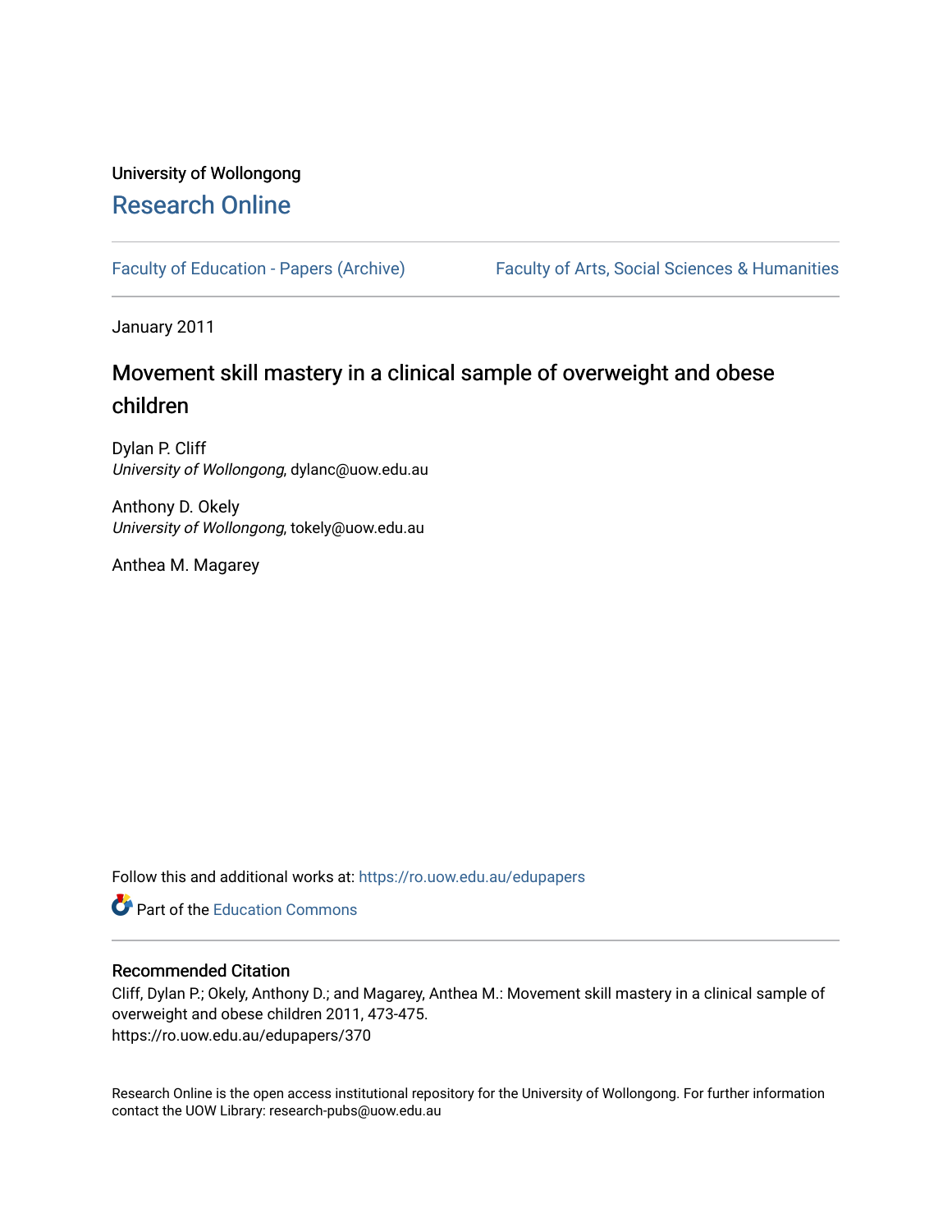University of Wollongong

# Research Online

Faculty of Education - Papers (Archive)

Faculty of Arts, Social Sciences & Humanities

January 2011

## Movement skill mastery in a clinical sample of overweight and obese children

Dylan P. Cliff
*University of Wollongong*, dylanc@uow.edu.au

Anthony D. Okely
*University of Wollongong*, tokely@uow.edu.au

Anthea M. Magarey

Follow this and additional works at: https://ro.uow.edu.au/edupapers

Part of the Education Commons

### Recommended Citation

Cliff, Dylan P.; Okely, Anthony D.; and Magarey, Anthea M.: Movement skill mastery in a clinical sample of overweight and obese children 2011, 473-475.
https://ro.uow.edu.au/edupapers/370

Research Online is the open access institutional repository for the University of Wollongong. For further information contact the UOW Library: research-pubs@uow.edu.au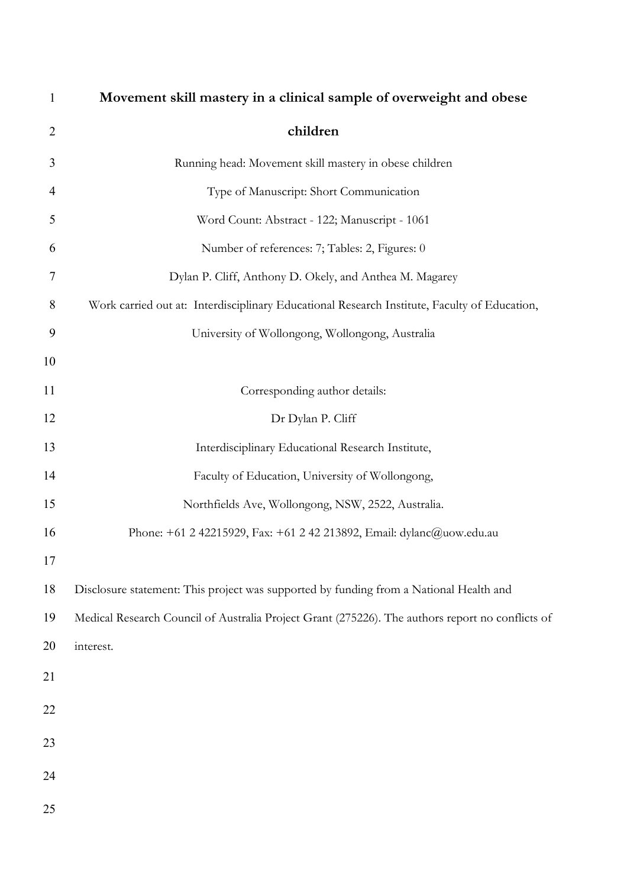# Movement skill mastery in a clinical sample of overweight and obese children

Running head: Movement skill mastery in obese children

Type of Manuscript: Short Communication

Word Count: Abstract - 122; Manuscript - 1061

Number of references: 7; Tables: 2, Figures: 0

Dylan P. Cliff, Anthony D. Okely, and Anthea M. Magarey

Work carried out at: Interdisciplinary Educational Research Institute, Faculty of Education, University of Wollongong, Wollongong, Australia

Corresponding author details:

Dr Dylan P. Cliff

Interdisciplinary Educational Research Institute,

Faculty of Education, University of Wollongong,

Northfields Ave, Wollongong, NSW, 2522, Australia.

Phone: +61 2 42215929, Fax: +61 2 42 213892, Email: dylanc@uow.edu.au

Disclosure statement: This project was supported by funding from a National Health and Medical Research Council of Australia Project Grant (275226). The authors report no conflicts of interest.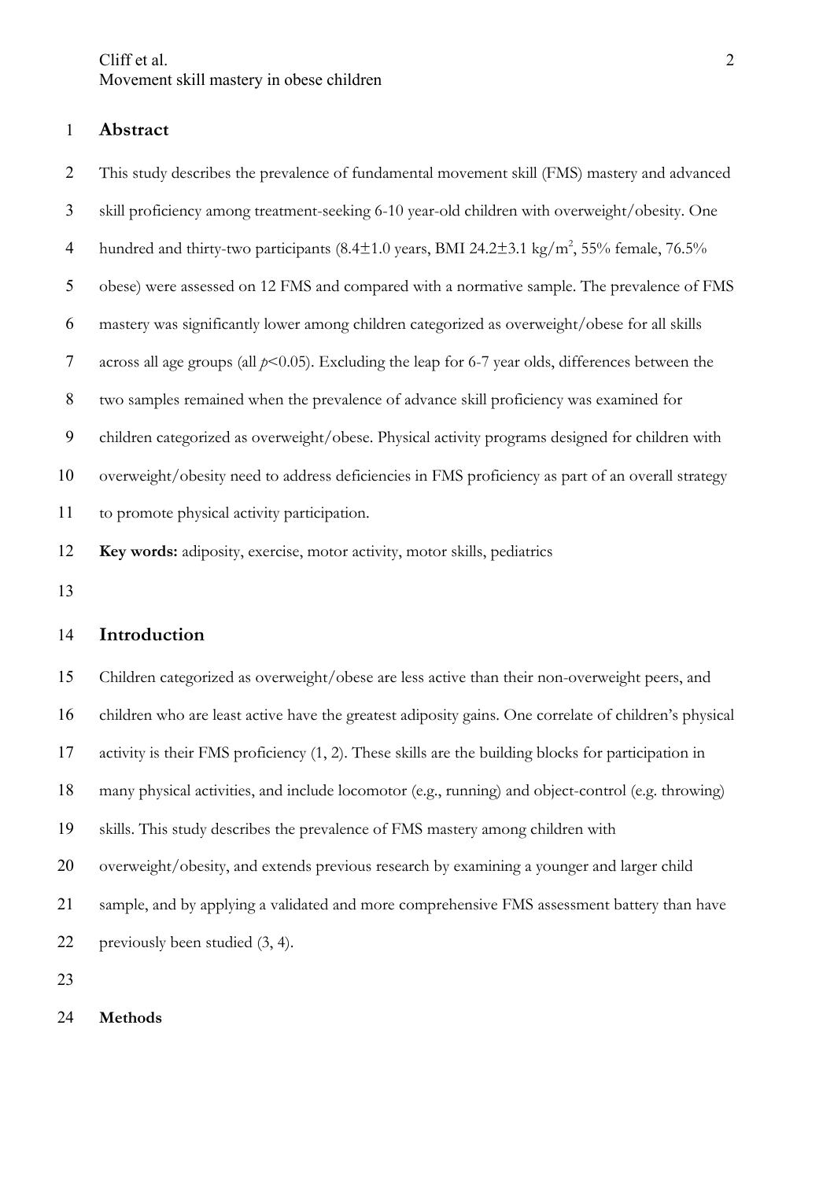## Abstract

This study describes the prevalence of fundamental movement skill (FMS) mastery and advanced skill proficiency among treatment-seeking 6-10 year-old children with overweight/obesity. One hundred and thirty-two participants (8.4±1.0 years, BMI 24.2±3.1 kg/m$^2$, 55% female, 76.5% obese) were assessed on 12 FMS and compared with a normative sample. The prevalence of FMS mastery was significantly lower among children categorized as overweight/obese for all skills across all age groups (all $p<0.05$). Excluding the leap for 6-7 year olds, differences between the two samples remained when the prevalence of advance skill proficiency was examined for children categorized as overweight/obese. Physical activity programs designed for children with overweight/obesity need to address deficiencies in FMS proficiency as part of an overall strategy to promote physical activity participation.

**Key words:** adiposity, exercise, motor activity, motor skills, pediatrics

## Introduction

Children categorized as overweight/obese are less active than their non-overweight peers, and children who are least active have the greatest adiposity gains. One correlate of children's physical activity is their FMS proficiency (1, 2). These skills are the building blocks for participation in many physical activities, and include locomotor (e.g., running) and object-control (e.g. throwing) skills. This study describes the prevalence of FMS mastery among children with overweight/obesity, and extends previous research by examining a younger and larger child sample, and by applying a validated and more comprehensive FMS assessment battery than have previously been studied (3, 4).

## Methods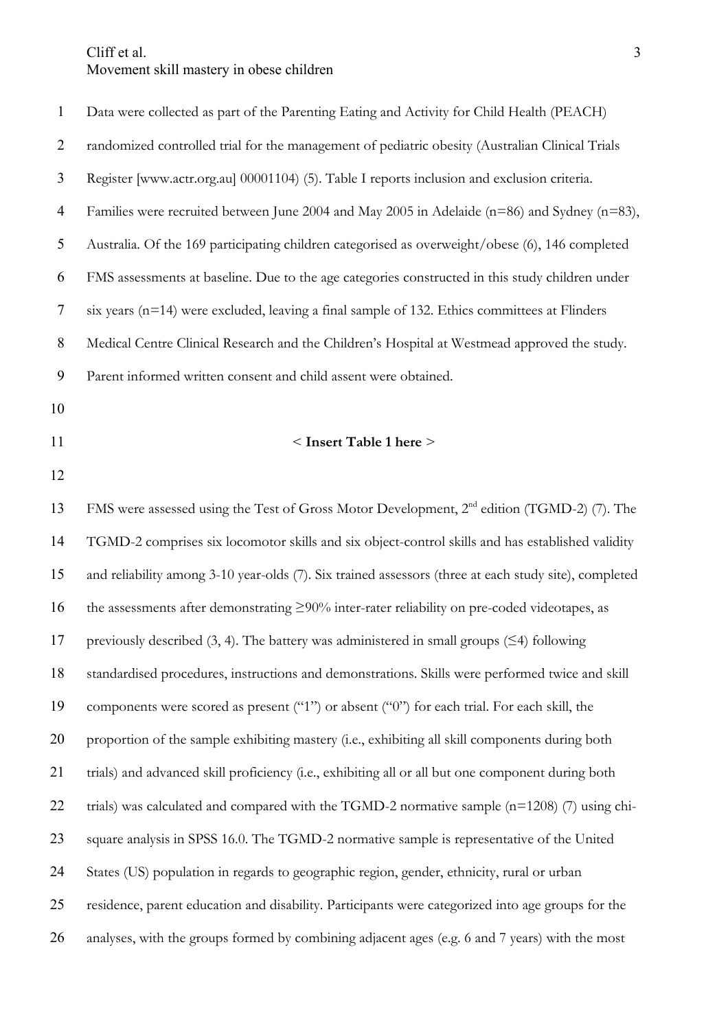Data were collected as part of the Parenting Eating and Activity for Child Health (PEACH) randomized controlled trial for the management of pediatric obesity (Australian Clinical Trials Register [www.actr.org.au] 00001104) (5). Table I reports inclusion and exclusion criteria. Families were recruited between June 2004 and May 2005 in Adelaide (n=86) and Sydney (n=83), Australia. Of the 169 participating children categorised as overweight/obese (6), 146 completed FMS assessments at baseline. Due to the age categories constructed in this study children under six years (n=14) were excluded, leaving a final sample of 132. Ethics committees at Flinders Medical Centre Clinical Research and the Children's Hospital at Westmead approved the study. Parent informed written consent and child assent were obtained.

< **Insert Table 1 here** >

FMS were assessed using the Test of Gross Motor Development, 2nd edition (TGMD-2) (7). The TGMD-2 comprises six locomotor skills and six object-control skills and has established validity and reliability among 3-10 year-olds (7). Six trained assessors (three at each study site), completed the assessments after demonstrating ≥90% inter-rater reliability on pre-coded videotapes, as previously described (3, 4). The battery was administered in small groups (≤4) following standardised procedures, instructions and demonstrations. Skills were performed twice and skill components were scored as present ("1") or absent ("0") for each trial. For each skill, the proportion of the sample exhibiting mastery (i.e., exhibiting all skill components during both trials) and advanced skill proficiency (i.e., exhibiting all or all but one component during both trials) was calculated and compared with the TGMD-2 normative sample (n=1208) (7) using chi-square analysis in SPSS 16.0. The TGMD-2 normative sample is representative of the United States (US) population in regards to geographic region, gender, ethnicity, rural or urban residence, parent education and disability. Participants were categorized into age groups for the analyses, with the groups formed by combining adjacent ages (e.g. 6 and 7 years) with the most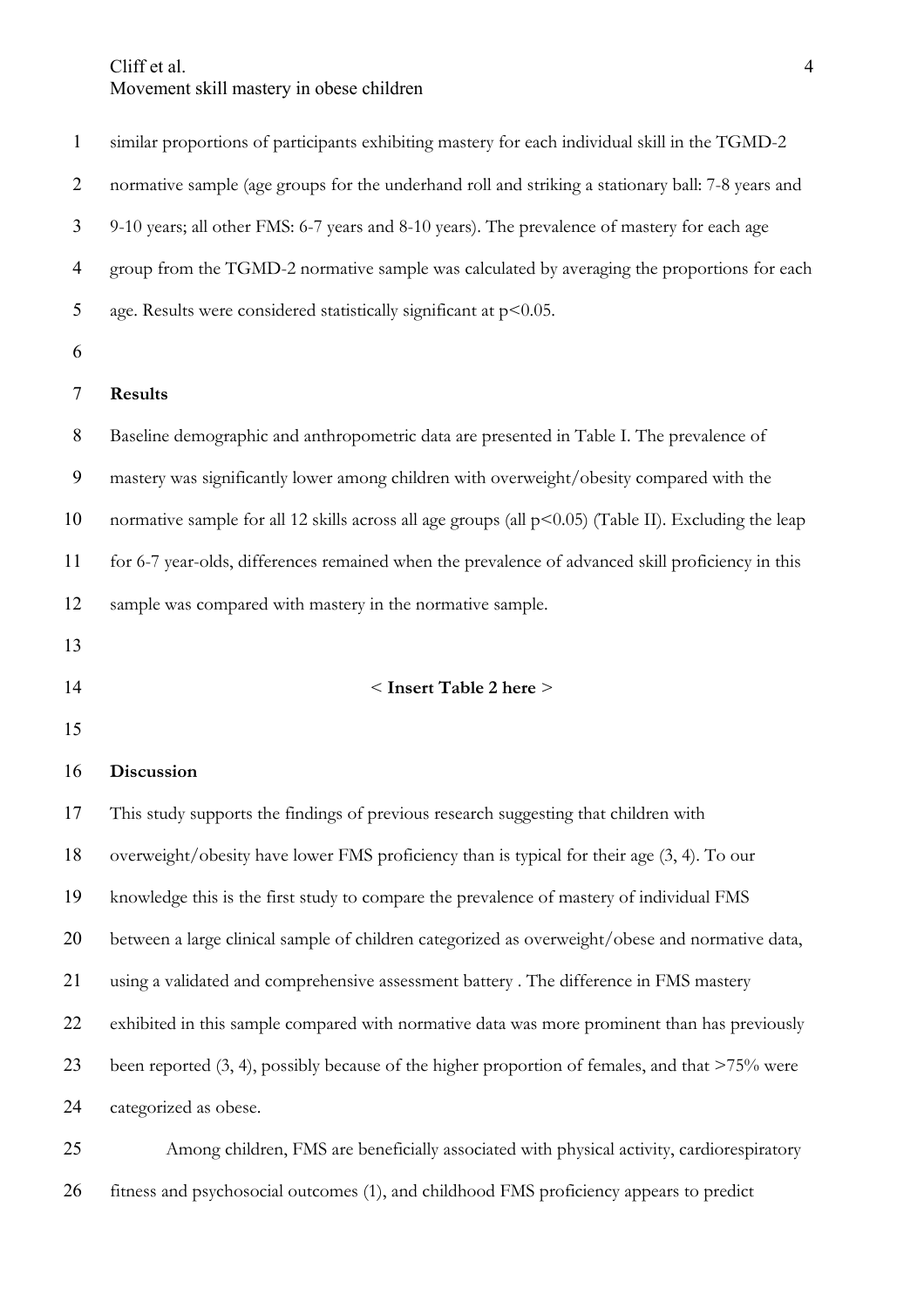similar proportions of participants exhibiting mastery for each individual skill in the TGMD-2 normative sample (age groups for the underhand roll and striking a stationary ball: 7-8 years and 9-10 years; all other FMS: 6-7 years and 8-10 years). The prevalence of mastery for each age group from the TGMD-2 normative sample was calculated by averaging the proportions for each age. Results were considered statistically significant at $p<0.05$.

## Results

Baseline demographic and anthropometric data are presented in Table I. The prevalence of mastery was significantly lower among children with overweight/obesity compared with the normative sample for all 12 skills across all age groups (all $p<0.05$) (Table II). Excluding the leap for 6-7 year-olds, differences remained when the prevalence of advanced skill proficiency in this sample was compared with mastery in the normative sample.

< **Insert Table 2 here** >

## Discussion

This study supports the findings of previous research suggesting that children with overweight/obesity have lower FMS proficiency than is typical for their age (3, 4). To our knowledge this is the first study to compare the prevalence of mastery of individual FMS between a large clinical sample of children categorized as overweight/obese and normative data, using a validated and comprehensive assessment battery . The difference in FMS mastery exhibited in this sample compared with normative data was more prominent than has previously been reported (3, 4), possibly because of the higher proportion of females, and that >75% were categorized as obese.

Among children, FMS are beneficially associated with physical activity, cardiorespiratory fitness and psychosocial outcomes (1), and childhood FMS proficiency appears to predict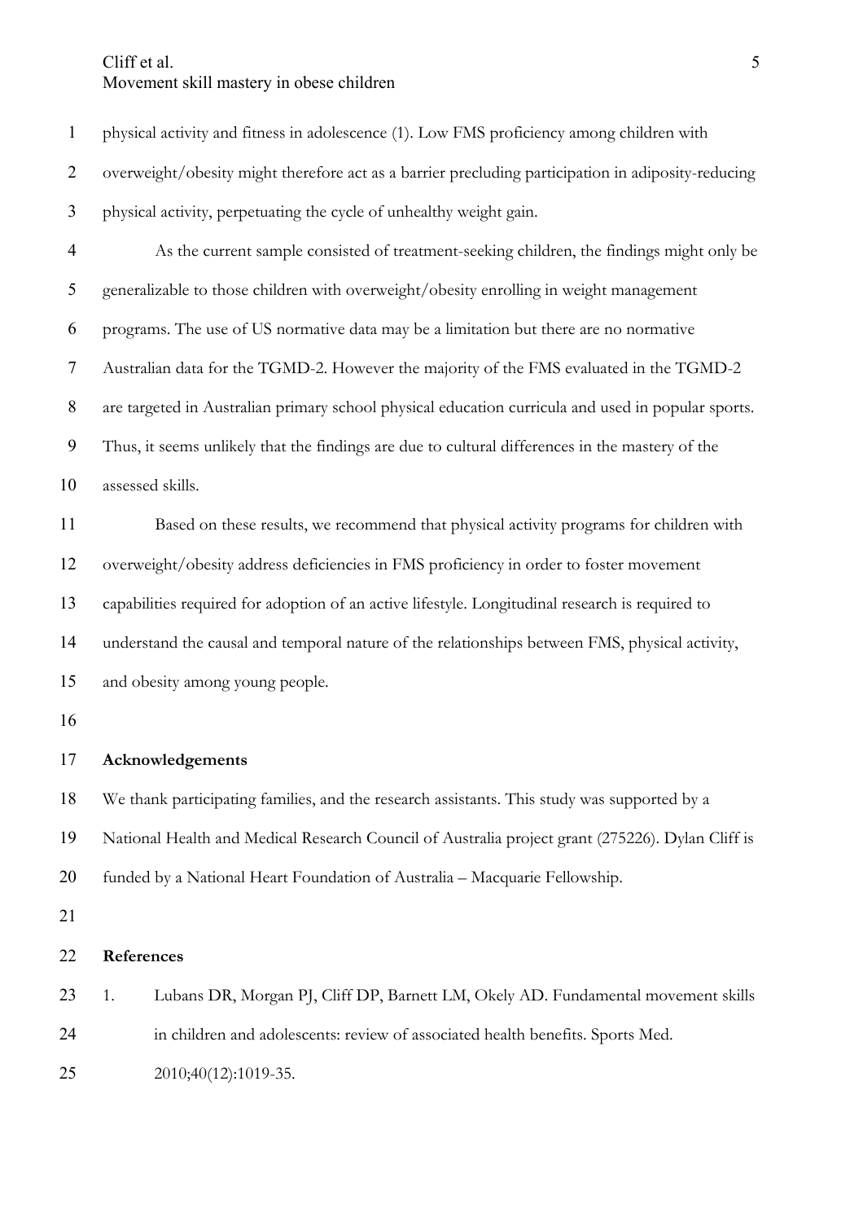physical activity and fitness in adolescence (1). Low FMS proficiency among children with overweight/obesity might therefore act as a barrier precluding participation in adiposity-reducing physical activity, perpetuating the cycle of unhealthy weight gain.

As the current sample consisted of treatment-seeking children, the findings might only be generalizable to those children with overweight/obesity enrolling in weight management programs. The use of US normative data may be a limitation but there are no normative Australian data for the TGMD-2. However the majority of the FMS evaluated in the TGMD-2 are targeted in Australian primary school physical education curricula and used in popular sports. Thus, it seems unlikely that the findings are due to cultural differences in the mastery of the assessed skills.

Based on these results, we recommend that physical activity programs for children with overweight/obesity address deficiencies in FMS proficiency in order to foster movement capabilities required for adoption of an active lifestyle. Longitudinal research is required to understand the causal and temporal nature of the relationships between FMS, physical activity, and obesity among young people.

## Acknowledgements

We thank participating families, and the research assistants. This study was supported by a National Health and Medical Research Council of Australia project grant (275226). Dylan Cliff is funded by a National Heart Foundation of Australia – Macquarie Fellowship.

## References

1. Lubans DR, Morgan PJ, Cliff DP, Barnett LM, Okely AD. Fundamental movement skills in children and adolescents: review of associated health benefits. Sports Med. 2010;40(12):1019-35.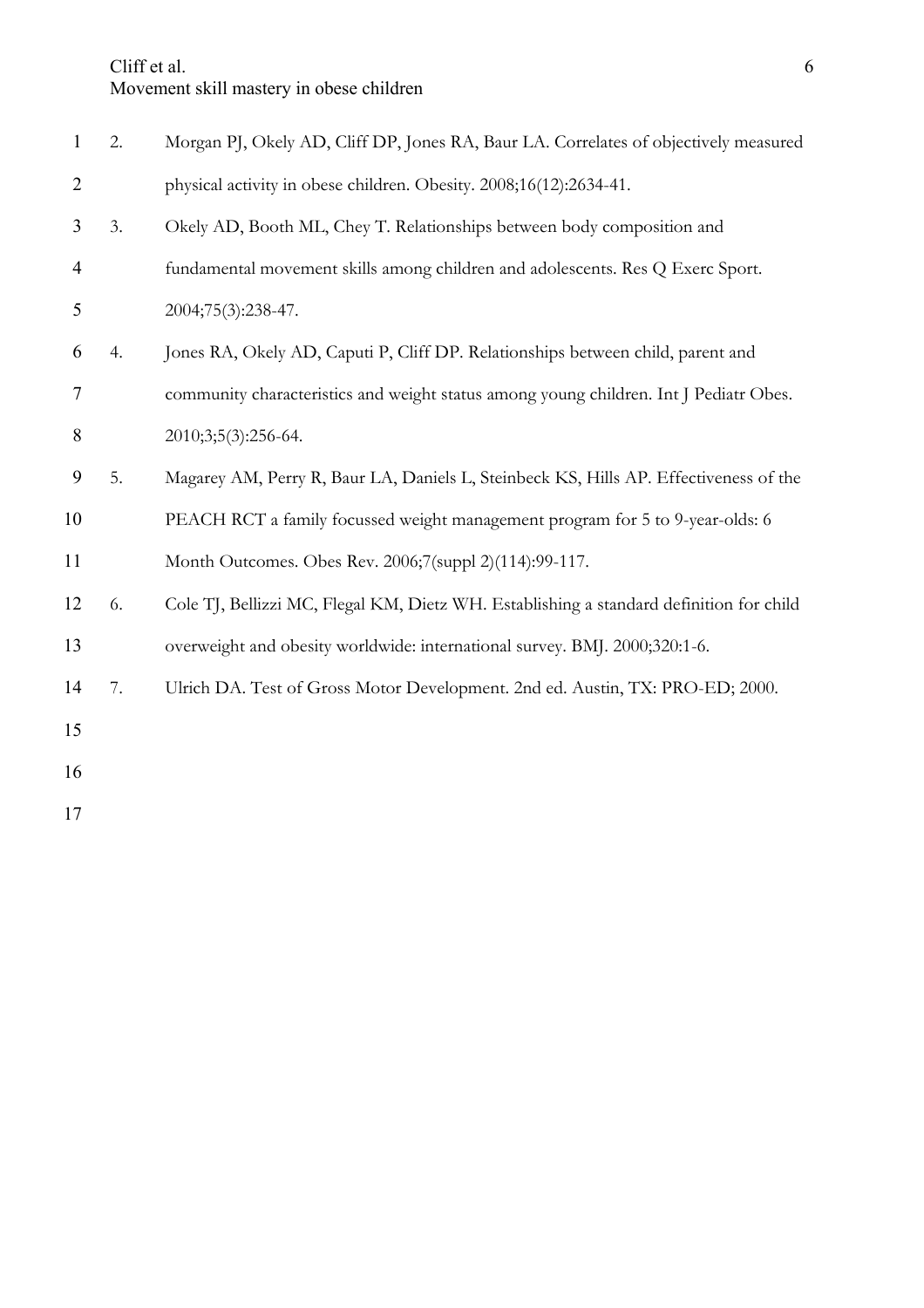2. Morgan PJ, Okely AD, Cliff DP, Jones RA, Baur LA. Correlates of objectively measured physical activity in obese children. Obesity. 2008;16(12):2634-41.
3. Okely AD, Booth ML, Chey T. Relationships between body composition and fundamental movement skills among children and adolescents. Res Q Exerc Sport. 2004;75(3):238-47.
4. Jones RA, Okely AD, Caputi P, Cliff DP. Relationships between child, parent and community characteristics and weight status among young children. Int J Pediatr Obes. 2010;3;5(3):256-64.
5. Magarey AM, Perry R, Baur LA, Daniels L, Steinbeck KS, Hills AP. Effectiveness of the PEACH RCT a family focussed weight management program for 5 to 9-year-olds: 6 Month Outcomes. Obes Rev. 2006;7(suppl 2)(114):99-117.
6. Cole TJ, Bellizzi MC, Flegal KM, Dietz WH. Establishing a standard definition for child overweight and obesity worldwide: international survey. BMJ. 2000;320:1-6.
7. Ulrich DA. Test of Gross Motor Development. 2nd ed. Austin, TX: PRO-ED; 2000.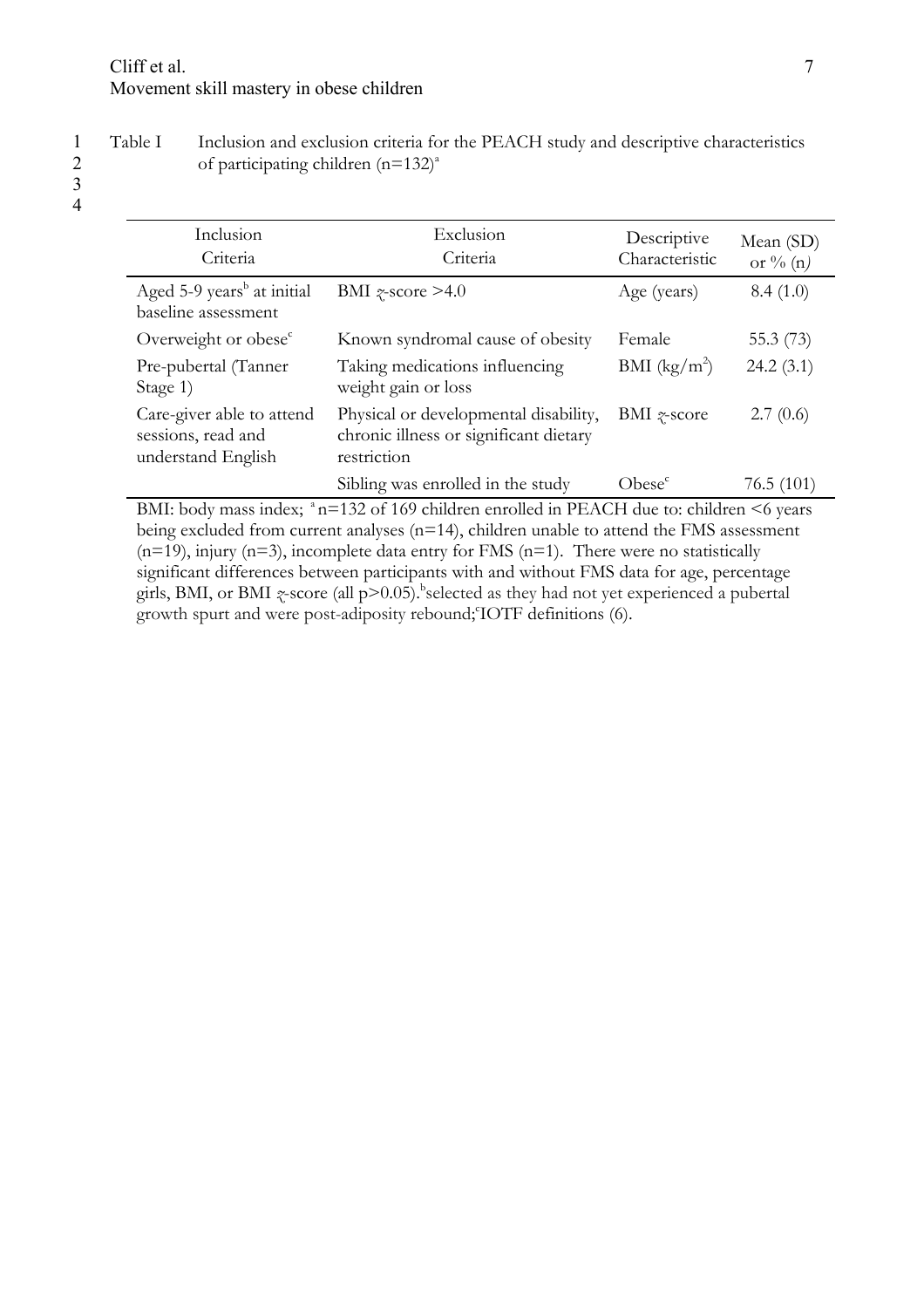Table I Inclusion and exclusion criteria for the PEACH study and descriptive characteristics of participating children (n=132)[a]

| Inclusion Criteria | Exclusion Criteria | Descriptive Characteristic | Mean (SD) or % (n) |
|---|---|---|---|
| Aged 5-9 years[b] at initial baseline assessment | BMI *z*-score >4.0 | Age (years) | 8.4 (1.0) |
| Overweight or obese[c] | Known syndromal cause of obesity | Female | 55.3 (73) |
| Pre-pubertal (Tanner Stage 1) | Taking medications influencing weight gain or loss | BMI (kg/m$^2$) | 24.2 (3.1) |
| Care-giver able to attend sessions, read and understand English | Physical or developmental disability, chronic illness or significant dietary restriction | BMI *z*-score | 2.7 (0.6) |
| | Sibling was enrolled in the study | Obese[c] | 76.5 (101) |

BMI: body mass index; [a] n=132 of 169 children enrolled in PEACH due to: children <6 years being excluded from current analyses (n=14), children unable to attend the FMS assessment (n=19), injury (n=3), incomplete data entry for FMS (n=1). There were no statistically significant differences between participants with and without FMS data for age, percentage girls, BMI, or BMI *z*-score (all $p>0.05$). [b]selected as they had not yet experienced a pubertal growth spurt and were post-adiposity rebound; [c]IOTF definitions (6).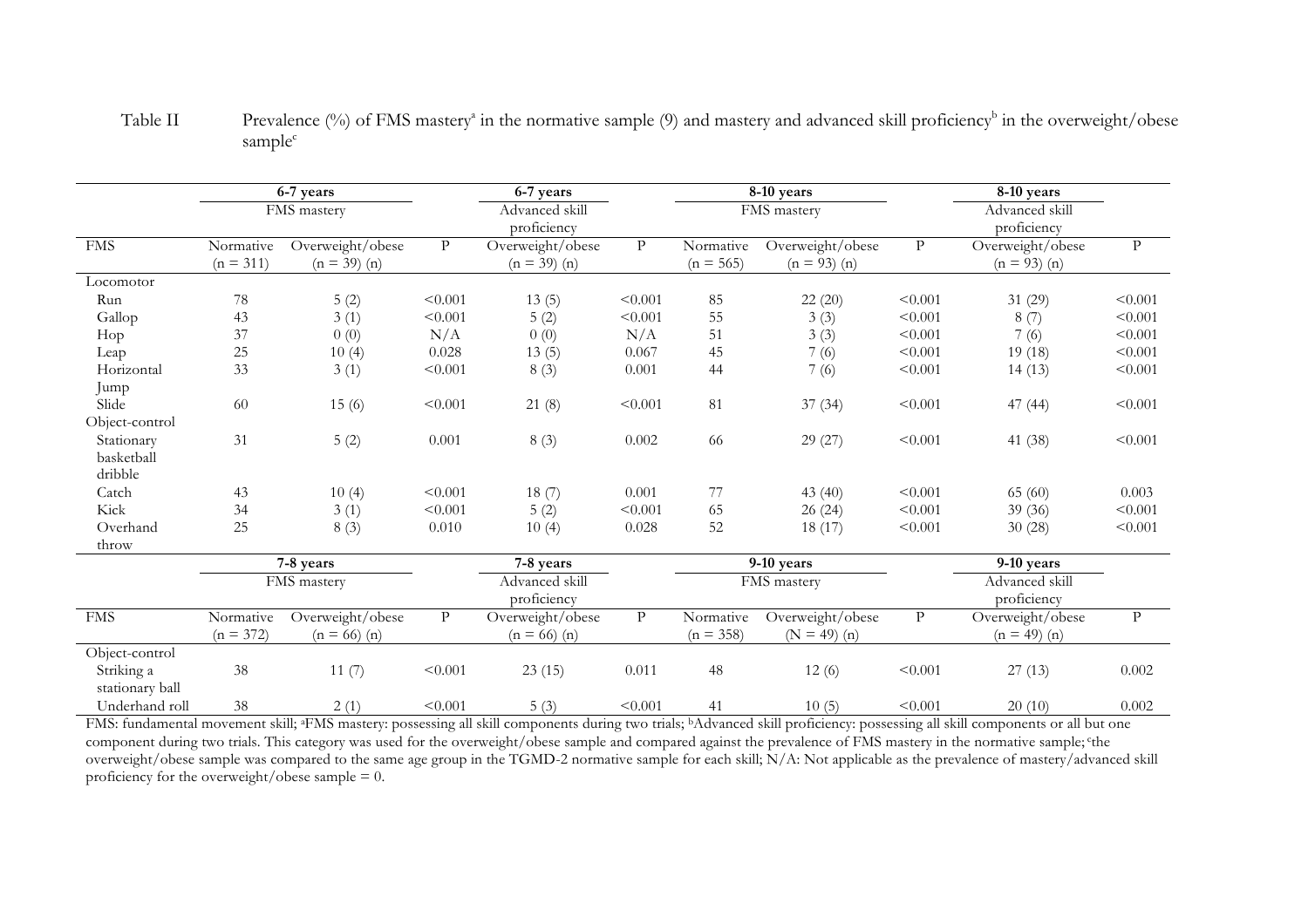Table II Prevalence (%) of FMS mastery[a] in the normative sample (9) and mastery and advanced skill proficiency[b] in the overweight/obese sample[c]

| | 6-7 years FMS mastery | | | 6-7 years Advanced skill proficiency | | 8-10 years FMS mastery | | | 8-10 years Advanced skill proficiency | |
|---|---|---|---|---|---|---|---|---|---|---|
| FMS | Normative (n = 311) | Overweight/obese (n = 39) (n) | P | Overweight/obese (n = 39) (n) | P | Normative (n = 565) | Overweight/obese (n = 93) (n) | P | Overweight/obese (n = 93) (n) | P |
| Locomotor | | | | | | | | | | |
| Run | 78 | 5 (2) | <0.001 | 13 (5) | <0.001 | 85 | 22 (20) | <0.001 | 31 (29) | <0.001 |
| Gallop | 43 | 3 (1) | <0.001 | 5 (2) | <0.001 | 55 | 3 (3) | <0.001 | 8 (7) | <0.001 |
| Hop | 37 | 0 (0) | N/A | 0 (0) | N/A | 51 | 3 (3) | <0.001 | 7 (6) | <0.001 |
| Leap | 25 | 10 (4) | 0.028 | 13 (5) | 0.067 | 45 | 7 (6) | <0.001 | 19 (18) | <0.001 |
| Horizontal Jump | 33 | 3 (1) | <0.001 | 8 (3) | 0.001 | 44 | 7 (6) | <0.001 | 14 (13) | <0.001 |
| Slide | 60 | 15 (6) | <0.001 | 21 (8) | <0.001 | 81 | 37 (34) | <0.001 | 47 (44) | <0.001 |
| Object-control | | | | | | | | | | |
| Stationary basketball dribble | 31 | 5 (2) | 0.001 | 8 (3) | 0.002 | 66 | 29 (27) | <0.001 | 41 (38) | <0.001 |
| Catch | 43 | 10 (4) | <0.001 | 18 (7) | 0.001 | 77 | 43 (40) | <0.001 | 65 (60) | 0.003 |
| Kick | 34 | 3 (1) | <0.001 | 5 (2) | <0.001 | 65 | 26 (24) | <0.001 | 39 (36) | <0.001 |
| Overhand throw | 25 | 8 (3) | 0.010 | 10 (4) | 0.028 | 52 | 18 (17) | <0.001 | 30 (28) | <0.001 |
| | **7-8 years** FMS mastery | | | **7-8 years** Advanced skill proficiency | | **9-10 years** FMS mastery | | | **9-10 years** Advanced skill proficiency | |
| FMS | Normative (n = 372) | Overweight/obese (n = 66) (n) | P | Overweight/obese (n = 66) (n) | P | Normative (n = 358) | Overweight/obese (N = 49) (n) | P | Overweight/obese (n = 49) (n) | P |
| Object-control | | | | | | | | | | |
| Striking a stationary ball | 38 | 11 (7) | <0.001 | 23 (15) | 0.011 | 48 | 12 (6) | <0.001 | 27 (13) | 0.002 |
| Underhand roll | 38 | 2 (1) | <0.001 | 5 (3) | <0.001 | 41 | 10 (5) | <0.001 | 20 (10) | 0.002 |

FMS: fundamental movement skill; [a]FMS mastery: possessing all skill components during two trials; [b]Advanced skill proficiency: possessing all skill components or all but one component during two trials. This category was used for the overweight/obese sample and compared against the prevalence of FMS mastery in the normative sample; [c]the overweight/obese sample was compared to the same age group in the TGMD-2 normative sample for each skill; N/A: Not applicable as the prevalence of mastery/advanced skill proficiency for the overweight/obese sample = 0.